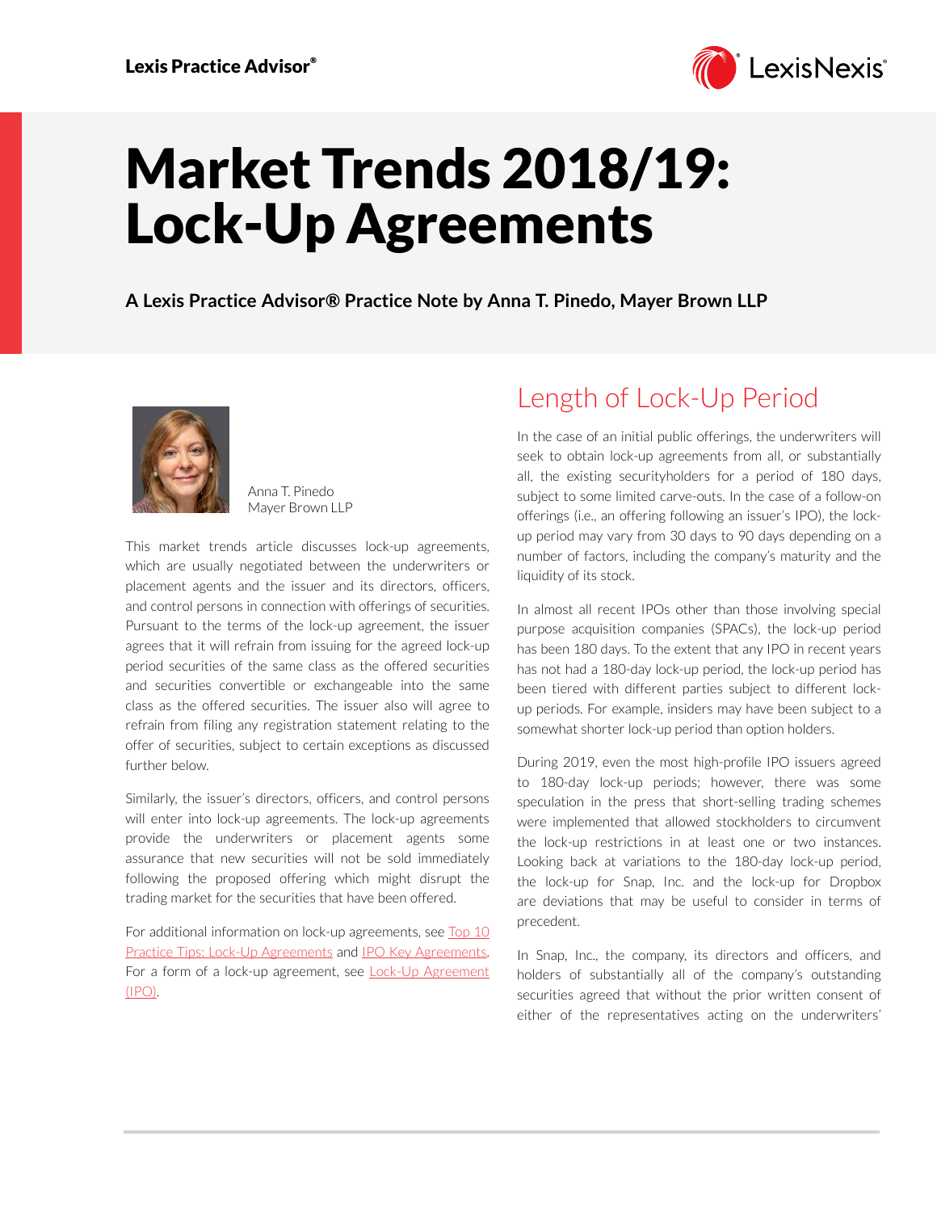Lexis Practice Advisor®

# Market Trends 2018/19: Lock-Up Agreements

**A Lexis Practice Advisor® Practice Note by Anna T. Pinedo, Mayer Brown LLP**

Anna T. Pinedo
Mayer Brown LLP

This market trends article discusses lock-up agreements, which are usually negotiated between the underwriters or placement agents and the issuer and its directors, officers, and control persons in connection with offerings of securities. Pursuant to the terms of the lock-up agreement, the issuer agrees that it will refrain from issuing for the agreed lock-up period securities of the same class as the offered securities and securities convertible or exchangeable into the same class as the offered securities. The issuer also will agree to refrain from filing any registration statement relating to the offer of securities, subject to certain exceptions as discussed further below.

Similarly, the issuer's directors, officers, and control persons will enter into lock-up agreements. The lock-up agreements provide the underwriters or placement agents some assurance that new securities will not be sold immediately following the proposed offering which might disrupt the trading market for the securities that have been offered.

For additional information on lock-up agreements, see Top 10 Practice Tips: Lock-Up Agreements and IPO Key Agreements. For a form of a lock-up agreement, see Lock-Up Agreement (IPO).

## Length of Lock-Up Period

In the case of an initial public offerings, the underwriters will seek to obtain lock-up agreements from all, or substantially all, the existing securityholders for a period of 180 days, subject to some limited carve-outs. In the case of a follow-on offerings (i.e., an offering following an issuer's IPO), the lock-up period may vary from 30 days to 90 days depending on a number of factors, including the company's maturity and the liquidity of its stock.

In almost all recent IPOs other than those involving special purpose acquisition companies (SPACs), the lock-up period has been 180 days. To the extent that any IPO in recent years has not had a 180-day lock-up period, the lock-up period has been tiered with different parties subject to different lock-up periods. For example, insiders may have been subject to a somewhat shorter lock-up period than option holders.

During 2019, even the most high-profile IPO issuers agreed to 180-day lock-up periods; however, there was some speculation in the press that short-selling trading schemes were implemented that allowed stockholders to circumvent the lock-up restrictions in at least one or two instances. Looking back at variations to the 180-day lock-up period, the lock-up for Snap, Inc. and the lock-up for Dropbox are deviations that may be useful to consider in terms of precedent.

In Snap, Inc., the company, its directors and officers, and holders of substantially all of the company's outstanding securities agreed that without the prior written consent of either of the representatives acting on the underwriters'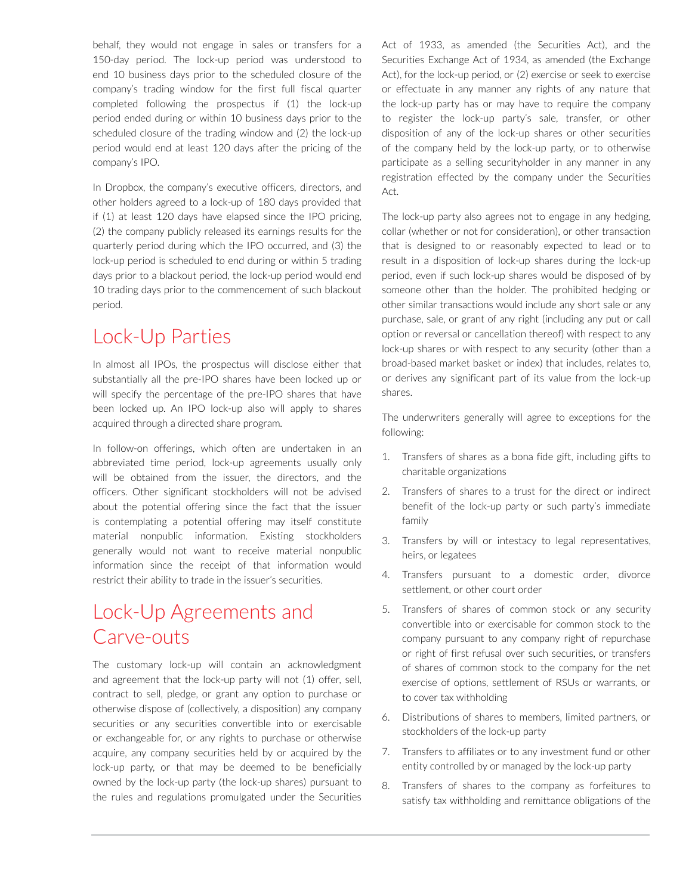behalf, they would not engage in sales or transfers for a 150-day period. The lock-up period was understood to end 10 business days prior to the scheduled closure of the company's trading window for the first full fiscal quarter completed following the prospectus if (1) the lock-up period ended during or within 10 business days prior to the scheduled closure of the trading window and (2) the lock-up period would end at least 120 days after the pricing of the company's IPO.

In Dropbox, the company's executive officers, directors, and other holders agreed to a lock-up of 180 days provided that if (1) at least 120 days have elapsed since the IPO pricing, (2) the company publicly released its earnings results for the quarterly period during which the IPO occurred, and (3) the lock-up period is scheduled to end during or within 5 trading days prior to a blackout period, the lock-up period would end 10 trading days prior to the commencement of such blackout period.

## Lock-Up Parties

In almost all IPOs, the prospectus will disclose either that substantially all the pre-IPO shares have been locked up or will specify the percentage of the pre-IPO shares that have been locked up. An IPO lock-up also will apply to shares acquired through a directed share program.

In follow-on offerings, which often are undertaken in an abbreviated time period, lock-up agreements usually only will be obtained from the issuer, the directors, and the officers. Other significant stockholders will not be advised about the potential offering since the fact that the issuer is contemplating a potential offering may itself constitute material nonpublic information. Existing stockholders generally would not want to receive material nonpublic information since the receipt of that information would restrict their ability to trade in the issuer's securities.

## Lock-Up Agreements and Carve-outs

The customary lock-up will contain an acknowledgment and agreement that the lock-up party will not (1) offer, sell, contract to sell, pledge, or grant any option to purchase or otherwise dispose of (collectively, a disposition) any company securities or any securities convertible into or exercisable or exchangeable for, or any rights to purchase or otherwise acquire, any company securities held by or acquired by the lock-up party, or that may be deemed to be beneficially owned by the lock-up party (the lock-up shares) pursuant to the rules and regulations promulgated under the Securities Act of 1933, as amended (the Securities Act), and the Securities Exchange Act of 1934, as amended (the Exchange Act), for the lock-up period, or (2) exercise or seek to exercise or effectuate in any manner any rights of any nature that the lock-up party has or may have to require the company to register the lock-up party's sale, transfer, or other disposition of any of the lock-up shares or other securities of the company held by the lock-up party, or to otherwise participate as a selling securityholder in any manner in any registration effected by the company under the Securities Act.

The lock-up party also agrees not to engage in any hedging, collar (whether or not for consideration), or other transaction that is designed to or reasonably expected to lead or to result in a disposition of lock-up shares during the lock-up period, even if such lock-up shares would be disposed of by someone other than the holder. The prohibited hedging or other similar transactions would include any short sale or any purchase, sale, or grant of any right (including any put or call option or reversal or cancellation thereof) with respect to any lock-up shares or with respect to any security (other than a broad-based market basket or index) that includes, relates to, or derives any significant part of its value from the lock-up shares.

The underwriters generally will agree to exceptions for the following:

1. Transfers of shares as a bona fide gift, including gifts to charitable organizations
2. Transfers of shares to a trust for the direct or indirect benefit of the lock-up party or such party's immediate family
3. Transfers by will or intestacy to legal representatives, heirs, or legatees
4. Transfers pursuant to a domestic order, divorce settlement, or other court order
5. Transfers of shares of common stock or any security convertible into or exercisable for common stock to the company pursuant to any company right of repurchase or right of first refusal over such securities, or transfers of shares of common stock to the company for the net exercise of options, settlement of RSUs or warrants, or to cover tax withholding
6. Distributions of shares to members, limited partners, or stockholders of the lock-up party
7. Transfers to affiliates or to any investment fund or other entity controlled by or managed by the lock-up party
8. Transfers of shares to the company as forfeitures to satisfy tax withholding and remittance obligations of the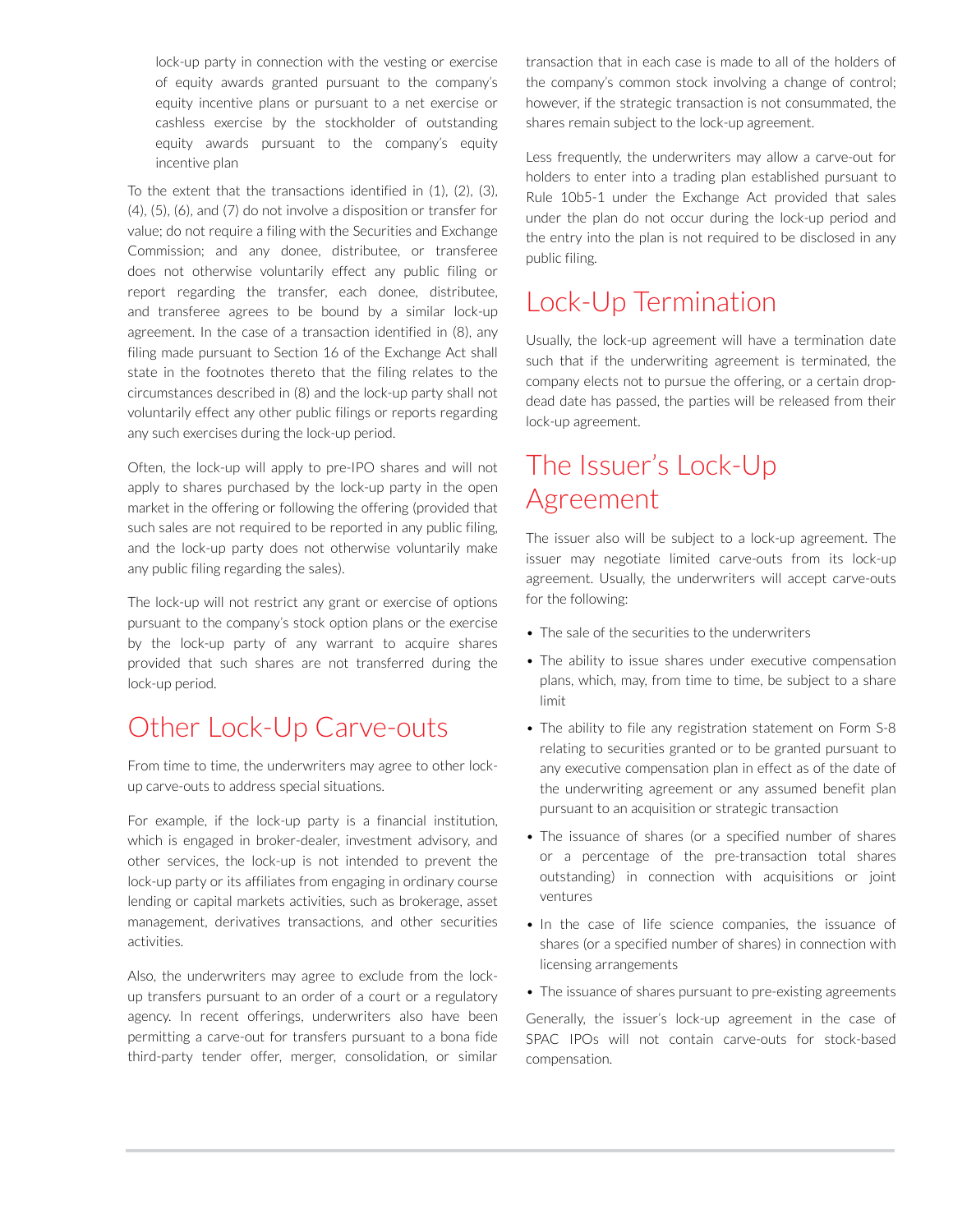lock-up party in connection with the vesting or exercise of equity awards granted pursuant to the company's equity incentive plans or pursuant to a net exercise or cashless exercise by the stockholder of outstanding equity awards pursuant to the company's equity incentive plan

To the extent that the transactions identified in (1), (2), (3), (4), (5), (6), and (7) do not involve a disposition or transfer for value; do not require a filing with the Securities and Exchange Commission; and any donee, distributee, or transferee does not otherwise voluntarily effect any public filing or report regarding the transfer, each donee, distributee, and transferee agrees to be bound by a similar lock-up agreement. In the case of a transaction identified in (8), any filing made pursuant to Section 16 of the Exchange Act shall state in the footnotes thereto that the filing relates to the circumstances described in (8) and the lock-up party shall not voluntarily effect any other public filings or reports regarding any such exercises during the lock-up period.

Often, the lock-up will apply to pre-IPO shares and will not apply to shares purchased by the lock-up party in the open market in the offering or following the offering (provided that such sales are not required to be reported in any public filing, and the lock-up party does not otherwise voluntarily make any public filing regarding the sales).

The lock-up will not restrict any grant or exercise of options pursuant to the company's stock option plans or the exercise by the lock-up party of any warrant to acquire shares provided that such shares are not transferred during the lock-up period.

## Other Lock-Up Carve-outs

From time to time, the underwriters may agree to other lock-up carve-outs to address special situations.

For example, if the lock-up party is a financial institution, which is engaged in broker-dealer, investment advisory, and other services, the lock-up is not intended to prevent the lock-up party or its affiliates from engaging in ordinary course lending or capital markets activities, such as brokerage, asset management, derivatives transactions, and other securities activities.

Also, the underwriters may agree to exclude from the lock-up transfers pursuant to an order of a court or a regulatory agency. In recent offerings, underwriters also have been permitting a carve-out for transfers pursuant to a bona fide third-party tender offer, merger, consolidation, or similar transaction that in each case is made to all of the holders of the company's common stock involving a change of control; however, if the strategic transaction is not consummated, the shares remain subject to the lock-up agreement.

Less frequently, the underwriters may allow a carve-out for holders to enter into a trading plan established pursuant to Rule 10b5-1 under the Exchange Act provided that sales under the plan do not occur during the lock-up period and the entry into the plan is not required to be disclosed in any public filing.

## Lock-Up Termination

Usually, the lock-up agreement will have a termination date such that if the underwriting agreement is terminated, the company elects not to pursue the offering, or a certain drop-dead date has passed, the parties will be released from their lock-up agreement.

## The Issuer's Lock-Up Agreement

The issuer also will be subject to a lock-up agreement. The issuer may negotiate limited carve-outs from its lock-up agreement. Usually, the underwriters will accept carve-outs for the following:

- The sale of the securities to the underwriters
- The ability to issue shares under executive compensation plans, which, may, from time to time, be subject to a share limit
- The ability to file any registration statement on Form S-8 relating to securities granted or to be granted pursuant to any executive compensation plan in effect as of the date of the underwriting agreement or any assumed benefit plan pursuant to an acquisition or strategic transaction
- The issuance of shares (or a specified number of shares or a percentage of the pre-transaction total shares outstanding) in connection with acquisitions or joint ventures
- In the case of life science companies, the issuance of shares (or a specified number of shares) in connection with licensing arrangements
- The issuance of shares pursuant to pre-existing agreements

Generally, the issuer's lock-up agreement in the case of SPAC IPOs will not contain carve-outs for stock-based compensation.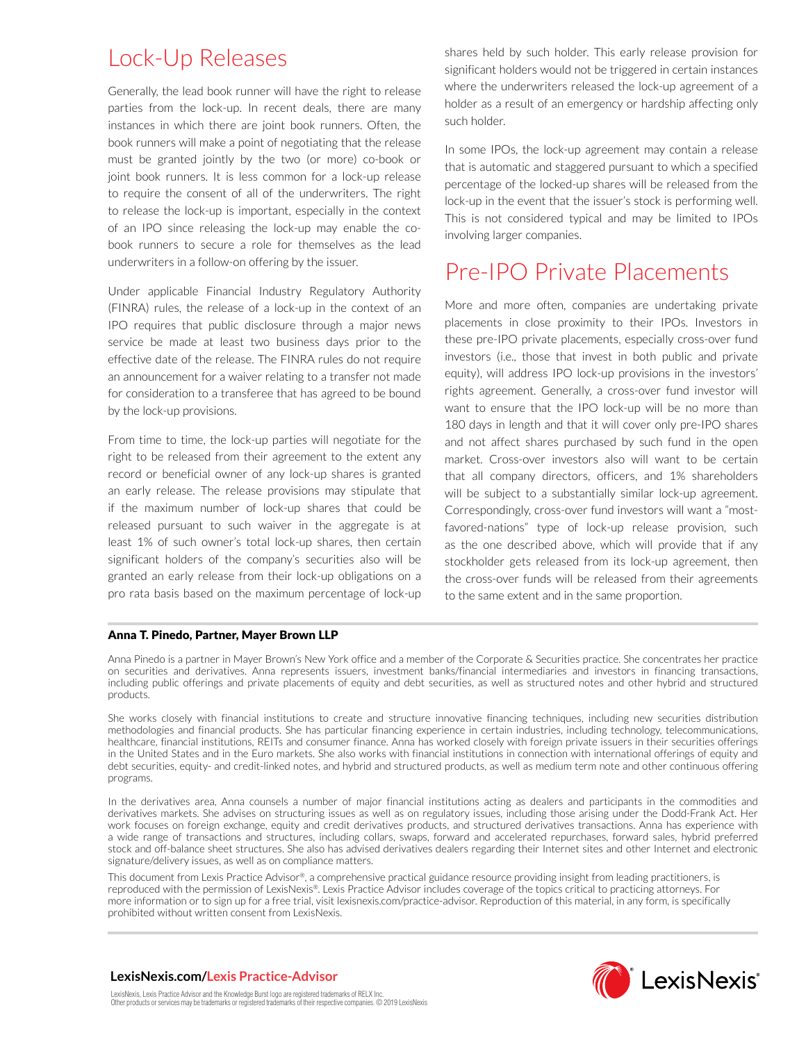## Lock-Up Releases

Generally, the lead book runner will have the right to release parties from the lock-up. In recent deals, there are many instances in which there are joint book runners. Often, the book runners will make a point of negotiating that the release must be granted jointly by the two (or more) co-book or joint book runners. It is less common for a lock-up release to require the consent of all of the underwriters. The right to release the lock-up is important, especially in the context of an IPO since releasing the lock-up may enable the co-book runners to secure a role for themselves as the lead underwriters in a follow-on offering by the issuer.

Under applicable Financial Industry Regulatory Authority (FINRA) rules, the release of a lock-up in the context of an IPO requires that public disclosure through a major news service be made at least two business days prior to the effective date of the release. The FINRA rules do not require an announcement for a waiver relating to a transfer not made for consideration to a transferee that has agreed to be bound by the lock-up provisions.

From time to time, the lock-up parties will negotiate for the right to be released from their agreement to the extent any record or beneficial owner of any lock-up shares is granted an early release. The release provisions may stipulate that if the maximum number of lock-up shares that could be released pursuant to such waiver in the aggregate is at least 1% of such owner's total lock-up shares, then certain significant holders of the company's securities also will be granted an early release from their lock-up obligations on a pro rata basis based on the maximum percentage of lock-up shares held by such holder. This early release provision for significant holders would not be triggered in certain instances where the underwriters released the lock-up agreement of a holder as a result of an emergency or hardship affecting only such holder.

In some IPOs, the lock-up agreement may contain a release that is automatic and staggered pursuant to which a specified percentage of the locked-up shares will be released from the lock-up in the event that the issuer's stock is performing well. This is not considered typical and may be limited to IPOs involving larger companies.

## Pre-IPO Private Placements

More and more often, companies are undertaking private placements in close proximity to their IPOs. Investors in these pre-IPO private placements, especially cross-over fund investors (i.e., those that invest in both public and private equity), will address IPO lock-up provisions in the investors' rights agreement. Generally, a cross-over fund investor will want to ensure that the IPO lock-up will be no more than 180 days in length and that it will cover only pre-IPO shares and not affect shares purchased by such fund in the open market. Cross-over investors also will want to be certain that all company directors, officers, and 1% shareholders will be subject to a substantially similar lock-up agreement. Correspondingly, cross-over fund investors will want a "most-favored-nations" type of lock-up release provision, such as the one described above, which will provide that if any stockholder gets released from its lock-up agreement, then the cross-over funds will be released from their agreements to the same extent and in the same proportion.

---

**Anna T. Pinedo, Partner, Mayer Brown LLP**

Anna Pinedo is a partner in Mayer Brown's New York office and a member of the Corporate & Securities practice. She concentrates her practice on securities and derivatives. Anna represents issuers, investment banks/financial intermediaries and investors in financing transactions, including public offerings and private placements of equity and debt securities, as well as structured notes and other hybrid and structured products.

She works closely with financial institutions to create and structure innovative financing techniques, including new securities distribution methodologies and financial products. She has particular financing experience in certain industries, including technology, telecommunications, healthcare, financial institutions, REITs and consumer finance. Anna has worked closely with foreign private issuers in their securities offerings in the United States and in the Euro markets. She also works with financial institutions in connection with international offerings of equity and debt securities, equity- and credit-linked notes, and hybrid and structured products, as well as medium term note and other continuous offering programs.

In the derivatives area, Anna counsels a number of major financial institutions acting as dealers and participants in the commodities and derivatives markets. She advises on structuring issues as well as on regulatory issues, including those arising under the Dodd-Frank Act. Her work focuses on foreign exchange, equity and credit derivatives products, and structured derivatives transactions. Anna has experience with a wide range of transactions and structures, including collars, swaps, forward and accelerated repurchases, forward sales, hybrid preferred stock and off-balance sheet structures. She also has advised derivatives dealers regarding their Internet sites and other Internet and electronic signature/delivery issues, as well as on compliance matters.

This document from Lexis Practice Advisor®, a comprehensive practical guidance resource providing insight from leading practitioners, is reproduced with the permission of LexisNexis®. Lexis Practice Advisor includes coverage of the topics critical to practicing attorneys. For more information or to sign up for a free trial, visit lexisnexis.com/practice-advisor. Reproduction of this material, in any form, is specifically prohibited without written consent from LexisNexis.

---

**LexisNexis.com/Lexis Practice-Advisor**

LexisNexis, Lexis Practice Advisor and the Knowledge Burst logo are registered trademarks of RELX Inc. Other products or services may be trademarks or registered trademarks of their respective companies. © 2019 LexisNexis